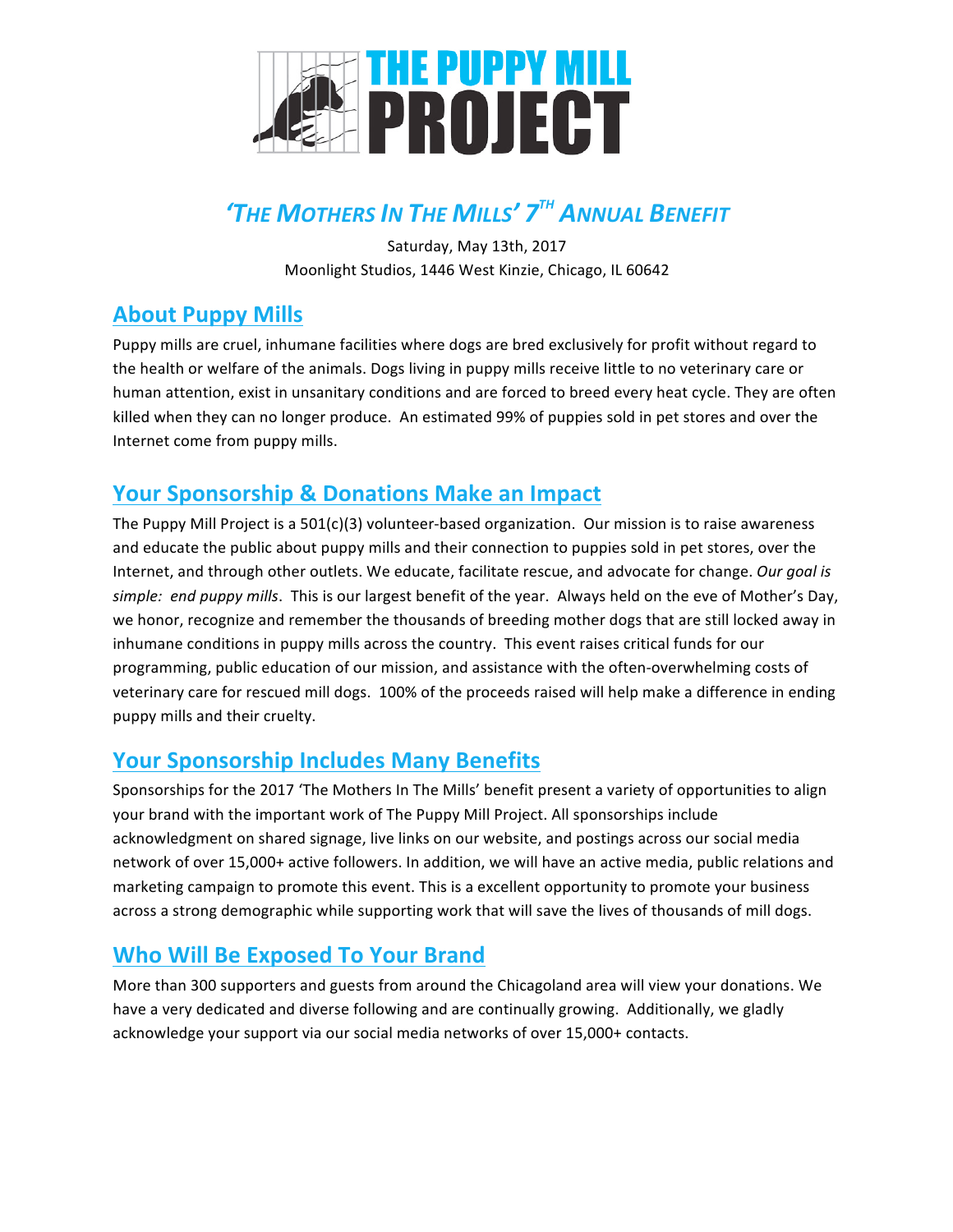# THE PUPPY MILL PROJECT

## *'THE MOTHERS IN THE MILLS' 7TH ANNUAL BENEFIT*

Saturday, May 13th, 2017
Moonlight Studios, 1446 West Kinzie, Chicago, IL 60642

## About Puppy Mills

Puppy mills are cruel, inhumane facilities where dogs are bred exclusively for profit without regard to the health or welfare of the animals. Dogs living in puppy mills receive little to no veterinary care or human attention, exist in unsanitary conditions and are forced to breed every heat cycle. They are often killed when they can no longer produce. An estimated 99% of puppies sold in pet stores and over the Internet come from puppy mills.

## Your Sponsorship & Donations Make an Impact

The Puppy Mill Project is a 501(c)(3) volunteer-based organization. Our mission is to raise awareness and educate the public about puppy mills and their connection to puppies sold in pet stores, over the Internet, and through other outlets. We educate, facilitate rescue, and advocate for change. *Our goal is simple: end puppy mills*. This is our largest benefit of the year. Always held on the eve of Mother's Day, we honor, recognize and remember the thousands of breeding mother dogs that are still locked away in inhumane conditions in puppy mills across the country. This event raises critical funds for our programming, public education of our mission, and assistance with the often-overwhelming costs of veterinary care for rescued mill dogs. 100% of the proceeds raised will help make a difference in ending puppy mills and their cruelty.

## Your Sponsorship Includes Many Benefits

Sponsorships for the 2017 'The Mothers In The Mills' benefit present a variety of opportunities to align your brand with the important work of The Puppy Mill Project. All sponsorships include acknowledgment on shared signage, live links on our website, and postings across our social media network of over 15,000+ active followers. In addition, we will have an active media, public relations and marketing campaign to promote this event. This is a excellent opportunity to promote your business across a strong demographic while supporting work that will save the lives of thousands of mill dogs.

## Who Will Be Exposed To Your Brand

More than 300 supporters and guests from around the Chicagoland area will view your donations. We have a very dedicated and diverse following and are continually growing. Additionally, we gladly acknowledge your support via our social media networks of over 15,000+ contacts.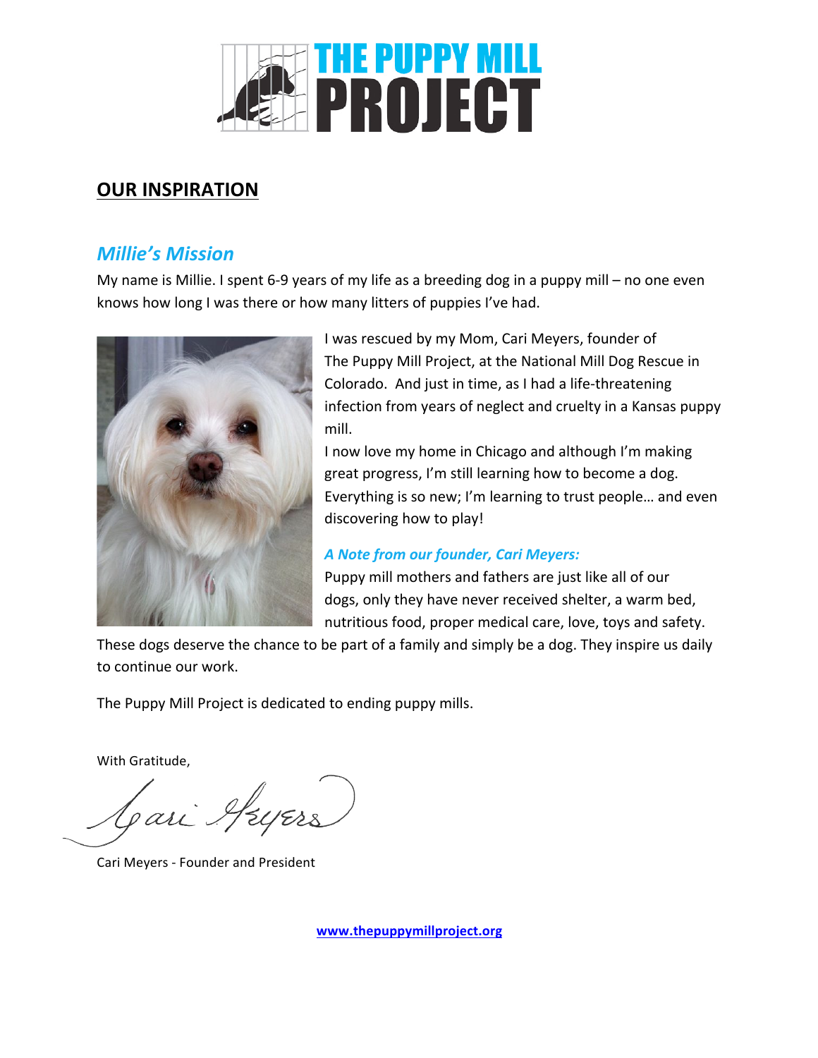# THE PUPPY MILL PROJECT

## OUR INSPIRATION

### *Millie's Mission*

My name is Millie. I spent 6-9 years of my life as a breeding dog in a puppy mill – no one even knows how long I was there or how many litters of puppies I've had.

I was rescued by my Mom, Cari Meyers, founder of The Puppy Mill Project, at the National Mill Dog Rescue in Colorado. And just in time, as I had a life-threatening infection from years of neglect and cruelty in a Kansas puppy mill.

I now love my home in Chicago and although I'm making great progress, I'm still learning how to become a dog. Everything is so new; I'm learning to trust people… and even discovering how to play!

#### *A Note from our founder, Cari Meyers:*

Puppy mill mothers and fathers are just like all of our dogs, only they have never received shelter, a warm bed, nutritious food, proper medical care, love, toys and safety. These dogs deserve the chance to be part of a family and simply be a dog. They inspire us daily to continue our work.

The Puppy Mill Project is dedicated to ending puppy mills.

With Gratitude,

Cari Meyers

Cari Meyers - Founder and President

www.thepuppymillproject.org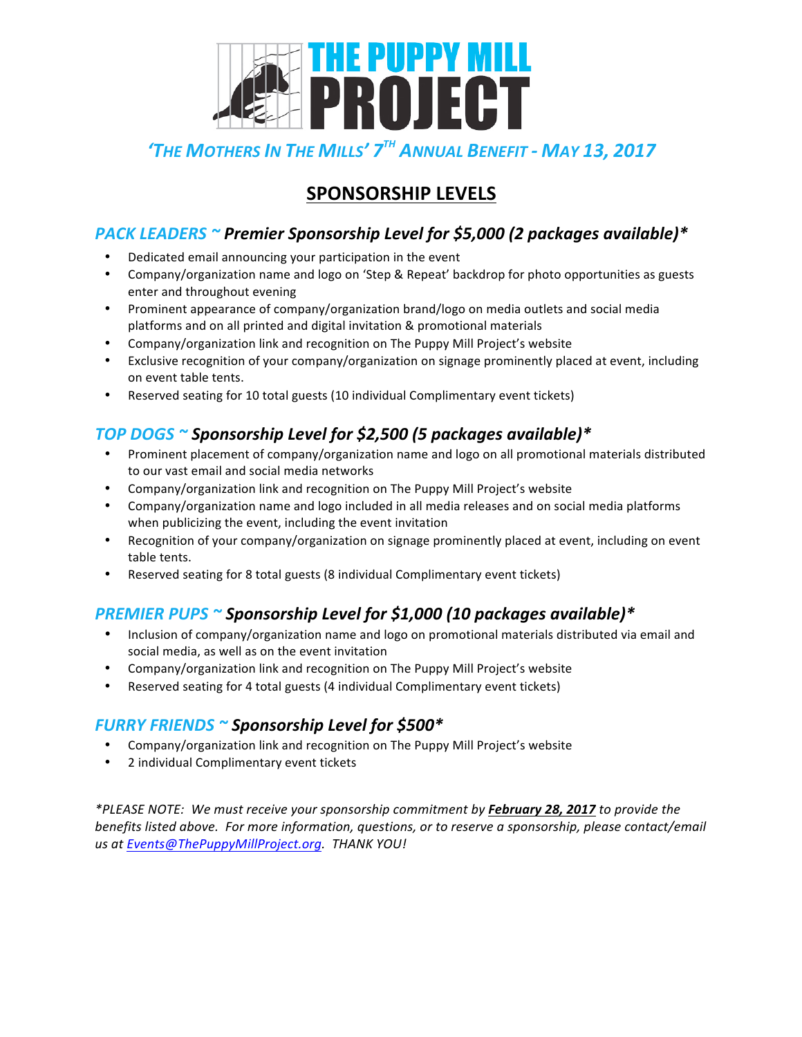# THE PUPPY MILL PROJECT

## *'THE MOTHERS IN THE MILLS' 7TH ANNUAL BENEFIT - MAY 13, 2017*

## SPONSORSHIP LEVELS

### *PACK LEADERS ~ Premier Sponsorship Level for $5,000 (2 packages available)**

- Dedicated email announcing your participation in the event
- Company/organization name and logo on 'Step & Repeat' backdrop for photo opportunities as guests enter and throughout evening
- Prominent appearance of company/organization brand/logo on media outlets and social media platforms and on all printed and digital invitation & promotional materials
- Company/organization link and recognition on The Puppy Mill Project's website
- Exclusive recognition of your company/organization on signage prominently placed at event, including on event table tents.
- Reserved seating for 10 total guests (10 individual Complimentary event tickets)

### *TOP DOGS ~ Sponsorship Level for $2,500 (5 packages available)**

- Prominent placement of company/organization name and logo on all promotional materials distributed to our vast email and social media networks
- Company/organization link and recognition on The Puppy Mill Project's website
- Company/organization name and logo included in all media releases and on social media platforms when publicizing the event, including the event invitation
- Recognition of your company/organization on signage prominently placed at event, including on event table tents.
- Reserved seating for 8 total guests (8 individual Complimentary event tickets)

### *PREMIER PUPS ~ Sponsorship Level for $1,000 (10 packages available)**

- Inclusion of company/organization name and logo on promotional materials distributed via email and social media, as well as on the event invitation
- Company/organization link and recognition on The Puppy Mill Project's website
- Reserved seating for 4 total guests (4 individual Complimentary event tickets)

### *FURRY FRIENDS ~ Sponsorship Level for $500**

- Company/organization link and recognition on The Puppy Mill Project's website
- 2 individual Complimentary event tickets

*\*PLEASE NOTE: We must receive your sponsorship commitment by **February 28, 2017** to provide the benefits listed above. For more information, questions, or to reserve a sponsorship, please contact/email us at Events@ThePuppyMillProject.org. THANK YOU!*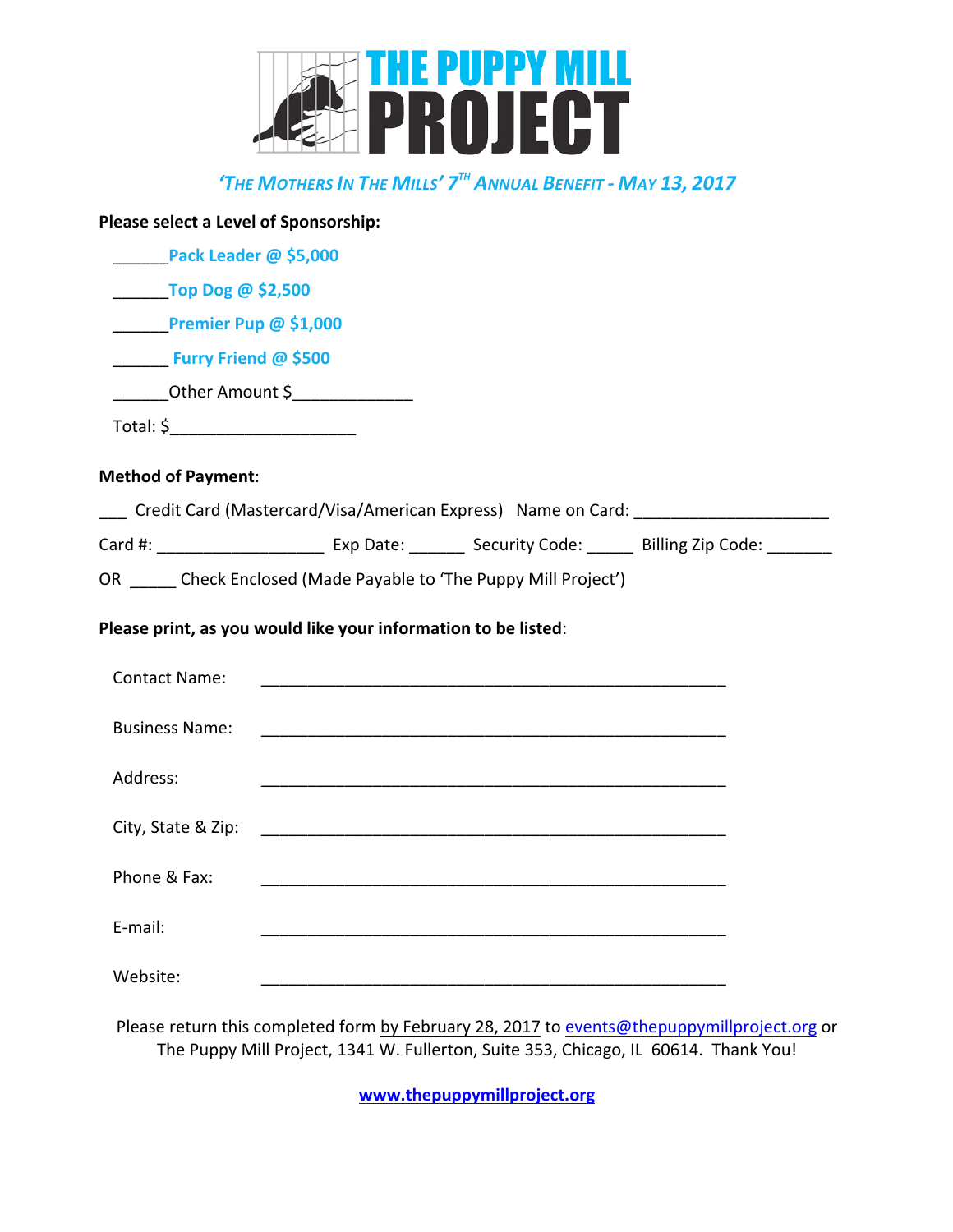# THE PUPPY MILL PROJECT

***'The Mothers In The Mills' 7th Annual Benefit - May 13, 2017***

**Please select a Level of Sponsorship:**

______**Pack Leader @ $5,000**

______**Top Dog @ $2,500**

______**Premier Pup @ $1,000**

______ **Furry Friend @ $500**

______Other Amount $_____________

Total: $____________________

**Method of Payment**:

___ Credit Card (Mastercard/Visa/American Express) Name on Card: _____________________

Card #: __________________ Exp Date: ______ Security Code: _____ Billing Zip Code: _______

OR _____ Check Enclosed (Made Payable to 'The Puppy Mill Project')

**Please print, as you would like your information to be listed**:

Contact Name: ___________________________________________________

Business Name: ___________________________________________________

Address: ___________________________________________________

City, State & Zip: ___________________________________________________

Phone & Fax: ___________________________________________________

E-mail: ___________________________________________________

Website: ___________________________________________________

Please return this completed form by February 28, 2017 to events@thepuppymillproject.org or The Puppy Mill Project, 1341 W. Fullerton, Suite 353, Chicago, IL 60614. Thank You!

**www.thepuppymillproject.org**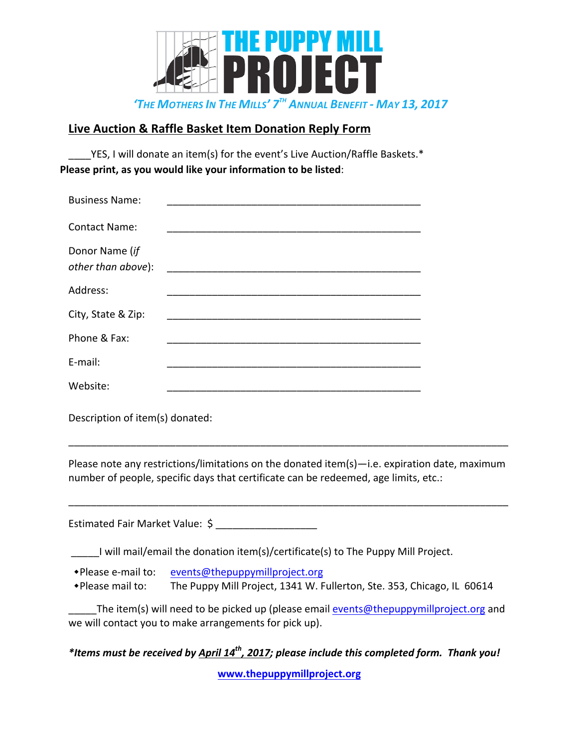# THE PUPPY MILL PROJECT

*'THE MOTHERS IN THE MILLS' 7TH ANNUAL BENEFIT - MAY 13, 2017*

## Live Auction & Raffle Basket Item Donation Reply Form

____YES, I will donate an item(s) for the event's Live Auction/Raffle Baskets.*

**Please print, as you would like your information to be listed**:

Business Name: ______________________________________________

Contact Name: ______________________________________________

Donor Name (*if other than above*): ______________________________________________

Address: ______________________________________________

City, State & Zip: ______________________________________________

Phone & Fax: ______________________________________________

E-mail: ______________________________________________

Website: ______________________________________________

Description of item(s) donated:

________________________________________________________________________________

Please note any restrictions/limitations on the donated item(s)—i.e. expiration date, maximum number of people, specific days that certificate can be redeemed, age limits, etc.:

________________________________________________________________________________

Estimated Fair Market Value: $ __________________

_____I will mail/email the donation item(s)/certificate(s) to The Puppy Mill Project.

- Please e-mail to: events@thepuppymillproject.org
- Please mail to: The Puppy Mill Project, 1341 W. Fullerton, Ste. 353, Chicago, IL 60614

_____The item(s) will need to be picked up (please email events@thepuppymillproject.org and we will contact you to make arrangements for pick up).

***Items must be received by April 14th, 2017; please include this completed form. Thank you!***

**www.thepuppymillproject.org**